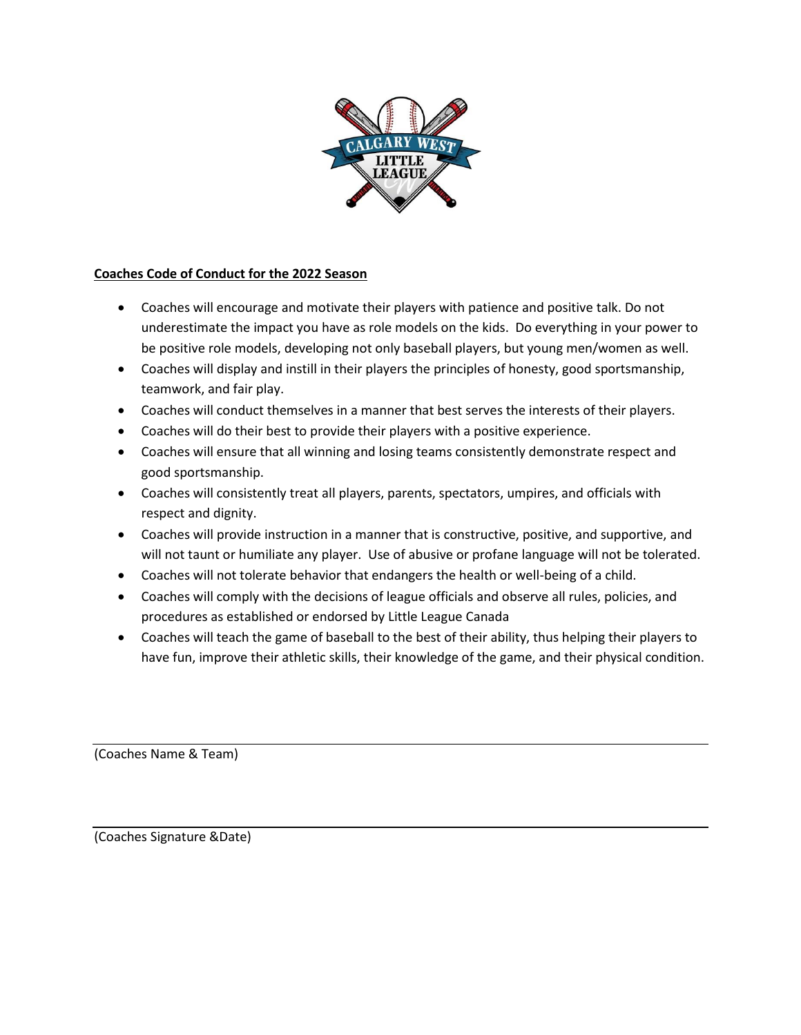**Coaches Code of Conduct for the 2022 Season**

- Coaches will encourage and motivate their players with patience and positive talk. Do not underestimate the impact you have as role models on the kids. Do everything in your power to be positive role models, developing not only baseball players, but young men/women as well.
- Coaches will display and instill in their players the principles of honesty, good sportsmanship, teamwork, and fair play.
- Coaches will conduct themselves in a manner that best serves the interests of their players.
- Coaches will do their best to provide their players with a positive experience.
- Coaches will ensure that all winning and losing teams consistently demonstrate respect and good sportsmanship.
- Coaches will consistently treat all players, parents, spectators, umpires, and officials with respect and dignity.
- Coaches will provide instruction in a manner that is constructive, positive, and supportive, and will not taunt or humiliate any player. Use of abusive or profane language will not be tolerated.
- Coaches will not tolerate behavior that endangers the health or well-being of a child.
- Coaches will comply with the decisions of league officials and observe all rules, policies, and procedures as established or endorsed by Little League Canada
- Coaches will teach the game of baseball to the best of their ability, thus helping their players to have fun, improve their athletic skills, their knowledge of the game, and their physical condition.

---

(Coaches Name & Team)

---

(Coaches Signature &Date)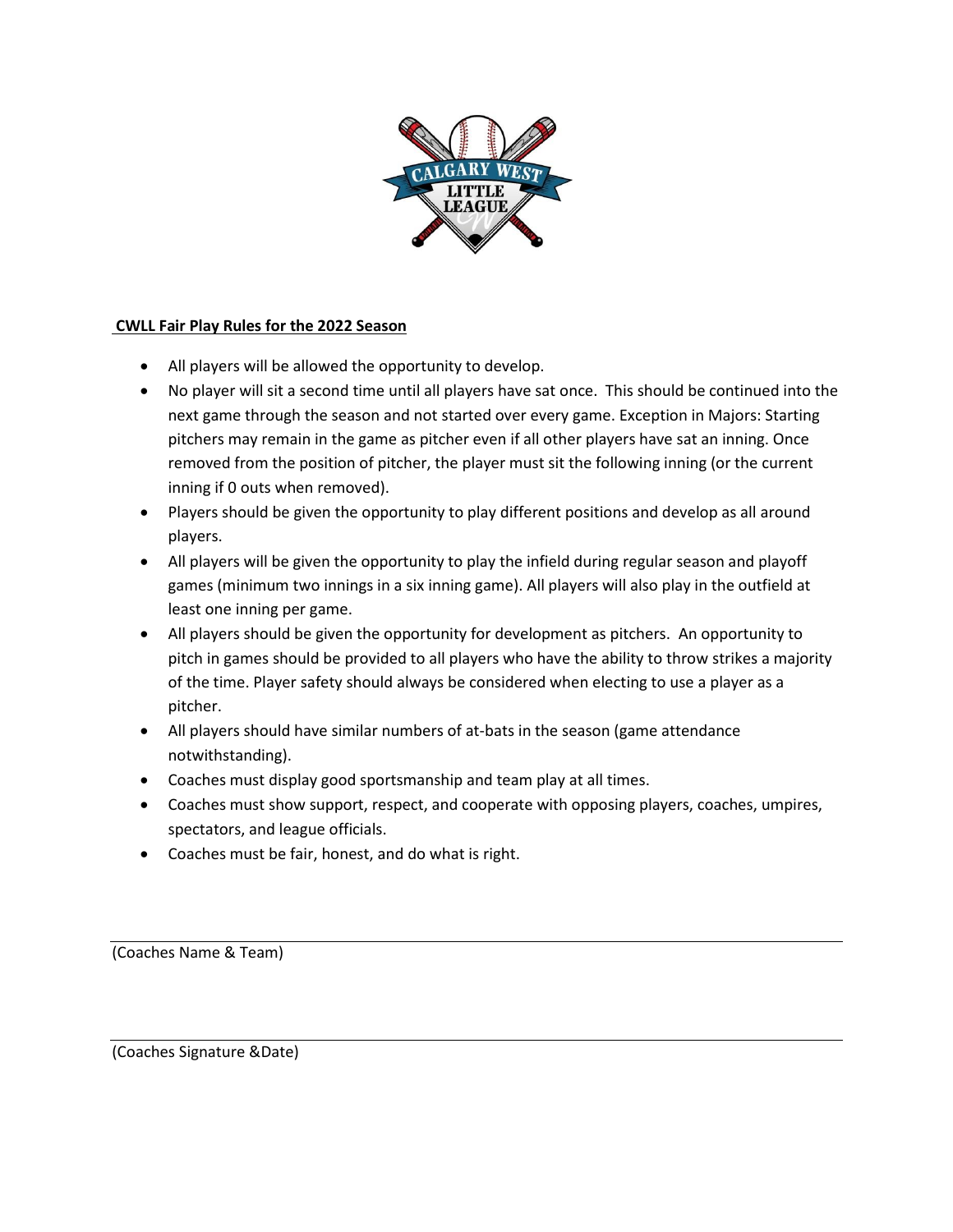**CWLL Fair Play Rules for the 2022 Season**

- All players will be allowed the opportunity to develop.
- No player will sit a second time until all players have sat once. This should be continued into the next game through the season and not started over every game. Exception in Majors: Starting pitchers may remain in the game as pitcher even if all other players have sat an inning. Once removed from the position of pitcher, the player must sit the following inning (or the current inning if 0 outs when removed).
- Players should be given the opportunity to play different positions and develop as all around players.
- All players will be given the opportunity to play the infield during regular season and playoff games (minimum two innings in a six inning game). All players will also play in the outfield at least one inning per game.
- All players should be given the opportunity for development as pitchers. An opportunity to pitch in games should be provided to all players who have the ability to throw strikes a majority of the time. Player safety should always be considered when electing to use a player as a pitcher.
- All players should have similar numbers of at-bats in the season (game attendance notwithstanding).
- Coaches must display good sportsmanship and team play at all times.
- Coaches must show support, respect, and cooperate with opposing players, coaches, umpires, spectators, and league officials.
- Coaches must be fair, honest, and do what is right.

(Coaches Name & Team)

(Coaches Signature &Date)